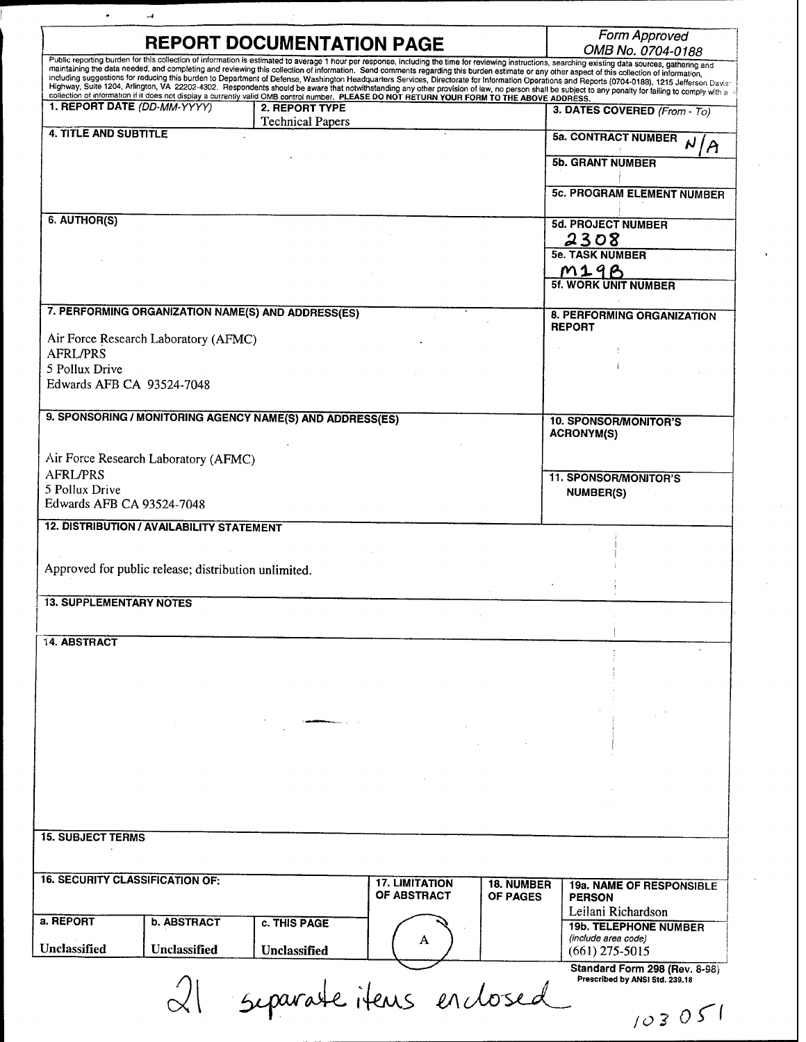# REPORT DOCUMENTATION PAGE

*Form Approved*
*OMB No. 0704-0188*

Public reporting burden for this collection of information is estimated to average 1 hour per response, including the time for reviewing instructions, searching existing data sources, gathering and maintaining the data needed, and completing and reviewing this collection of information. Send comments regarding this burden estimate or any other aspect of this collection of information, including suggestions for reducing this burden to Department of Defense, Washington Headquarters Services, Directorate for Information Operations and Reports (0704-0188), 1215 Jefferson Davis Highway, Suite 1204, Arlington, VA 22202-4302. Respondents should be aware that notwithstanding any other provision of law, no person shall be subject to any penalty for failing to comply with a collection of information if it does not display a currently valid OMB control number. **PLEASE DO NOT RETURN YOUR FORM TO THE ABOVE ADDRESS.**

| **1. REPORT DATE** *(DD-MM-YYYY)* | **2. REPORT TYPE** | **3. DATES COVERED** *(From - To)* |
|---|---|---|
| | Technical Papers | |

**4. TITLE AND SUBTITLE**

**5a. CONTRACT NUMBER** N/A

**5b. GRANT NUMBER**

**5c. PROGRAM ELEMENT NUMBER**

**6. AUTHOR(S)**

**5d. PROJECT NUMBER** 2308

**5e. TASK NUMBER** M19B

**5f. WORK UNIT NUMBER**

**7. PERFORMING ORGANIZATION NAME(S) AND ADDRESS(ES)**

Air Force Research Laboratory (AFMC)
AFRL/PRS
5 Pollux Drive
Edwards AFB CA 93524-7048

**8. PERFORMING ORGANIZATION REPORT**

**9. SPONSORING / MONITORING AGENCY NAME(S) AND ADDRESS(ES)**

Air Force Research Laboratory (AFMC)
AFRL/PRS
5 Pollux Drive
Edwards AFB CA 93524-7048

**10. SPONSOR/MONITOR'S ACRONYM(S)**

**11. SPONSOR/MONITOR'S NUMBER(S)**

**12. DISTRIBUTION / AVAILABILITY STATEMENT**

Approved for public release; distribution unlimited.

**13. SUPPLEMENTARY NOTES**

**14. ABSTRACT**

**15. SUBJECT TERMS**

| **16. SECURITY CLASSIFICATION OF:** | | | **17. LIMITATION OF ABSTRACT** | **18. NUMBER OF PAGES** | **19a. NAME OF RESPONSIBLE PERSON** |
|---|---|---|---|---|---|
| | | | | | Leilani Richardson |
| **a. REPORT** | **b. ABSTRACT** | **c. THIS PAGE** | A | | **19b. TELEPHONE NUMBER** *(include area code)* |
| Unclassified | Unclassified | Unclassified | | | (661) 275-5015 |

**Standard Form 298 (Rev. 8-98)**
Prescribed by ANSI Std. 239.18

21 separate items enclosed

103 051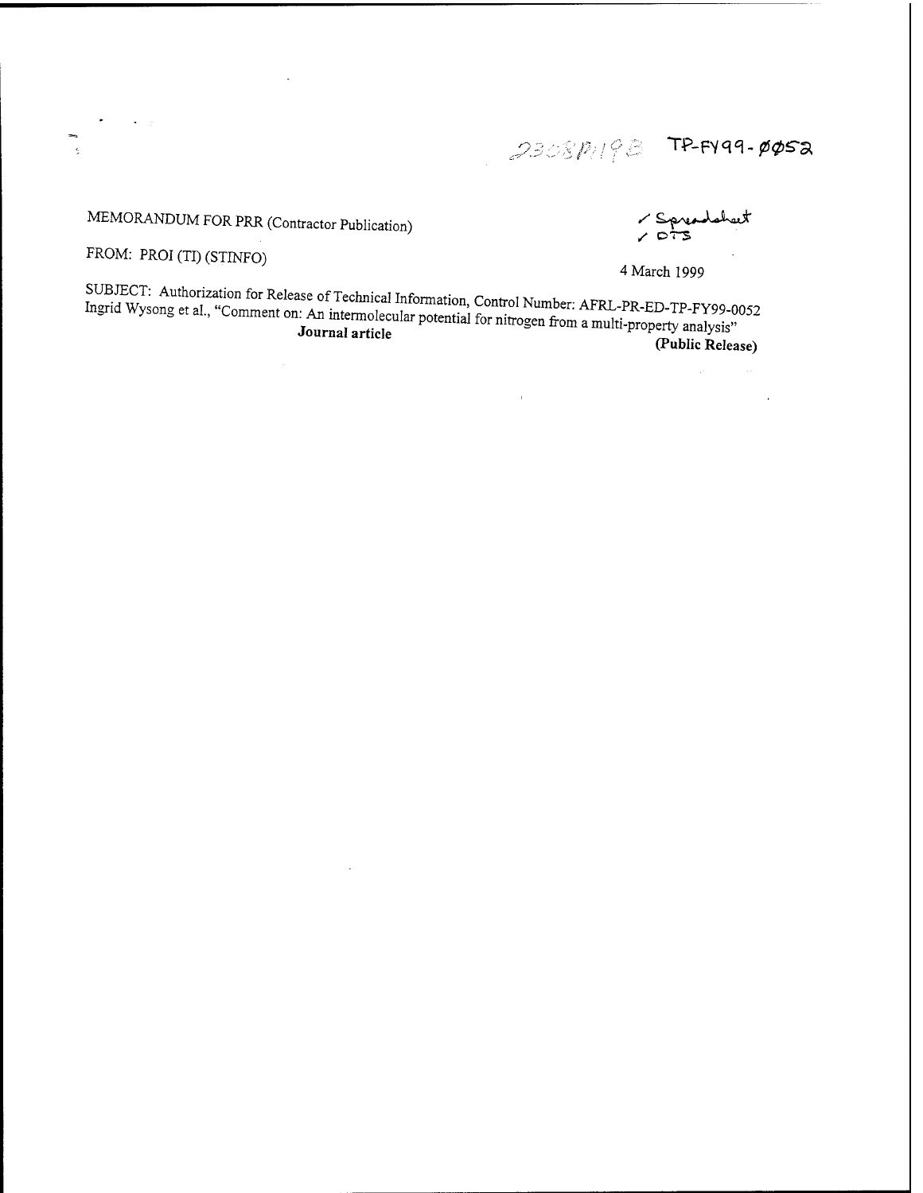2308M19B TP-FY99-0052

MEMORANDUM FOR PRR (Contractor Publication)

✓ Spreadsheet
✓ DTS

FROM: PROI (TI) (STINFO)

4 March 1999

SUBJECT: Authorization for Release of Technical Information, Control Number: AFRL-PR-ED-TP-FY99-0052
Ingrid Wysong et al., "Comment on: An intermolecular potential for nitrogen from a multi-property analysis"

**Journal article** **(Public Release)**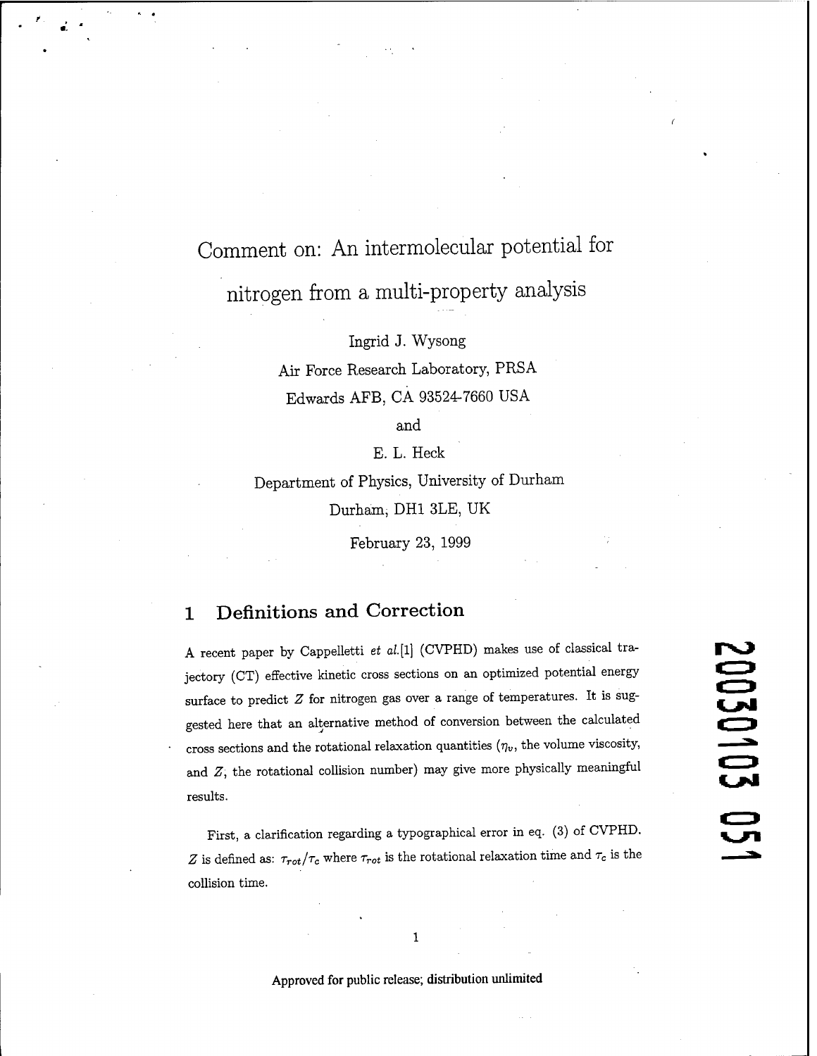# Comment on: An intermolecular potential for nitrogen from a multi-property analysis

Ingrid J. Wysong

Air Force Research Laboratory, PRSA

Edwards AFB, CA 93524-7660 USA

and

E. L. Heck

Department of Physics, University of Durham

Durham, DH1 3LE, UK

February 23, 1999

## 1 Definitions and Correction

A recent paper by Cappelletti *et al.*[1] (CVPHD) makes use of classical trajectory (CT) effective kinetic cross sections on an optimized potential energy surface to predict $Z$ for nitrogen gas over a range of temperatures. It is suggested here that an alternative method of conversion between the calculated cross sections and the rotational relaxation quantities ($\eta_v$, the volume viscosity, and $Z$, the rotational collision number) may give more physically meaningful results.

First, a clarification regarding a typographical error in eq. (3) of CVPHD. $Z$ is defined as: $\tau_{rot}/\tau_c$ where $\tau_{rot}$ is the rotational relaxation time and $\tau_c$ is the collision time.

Approved for public release; distribution unlimited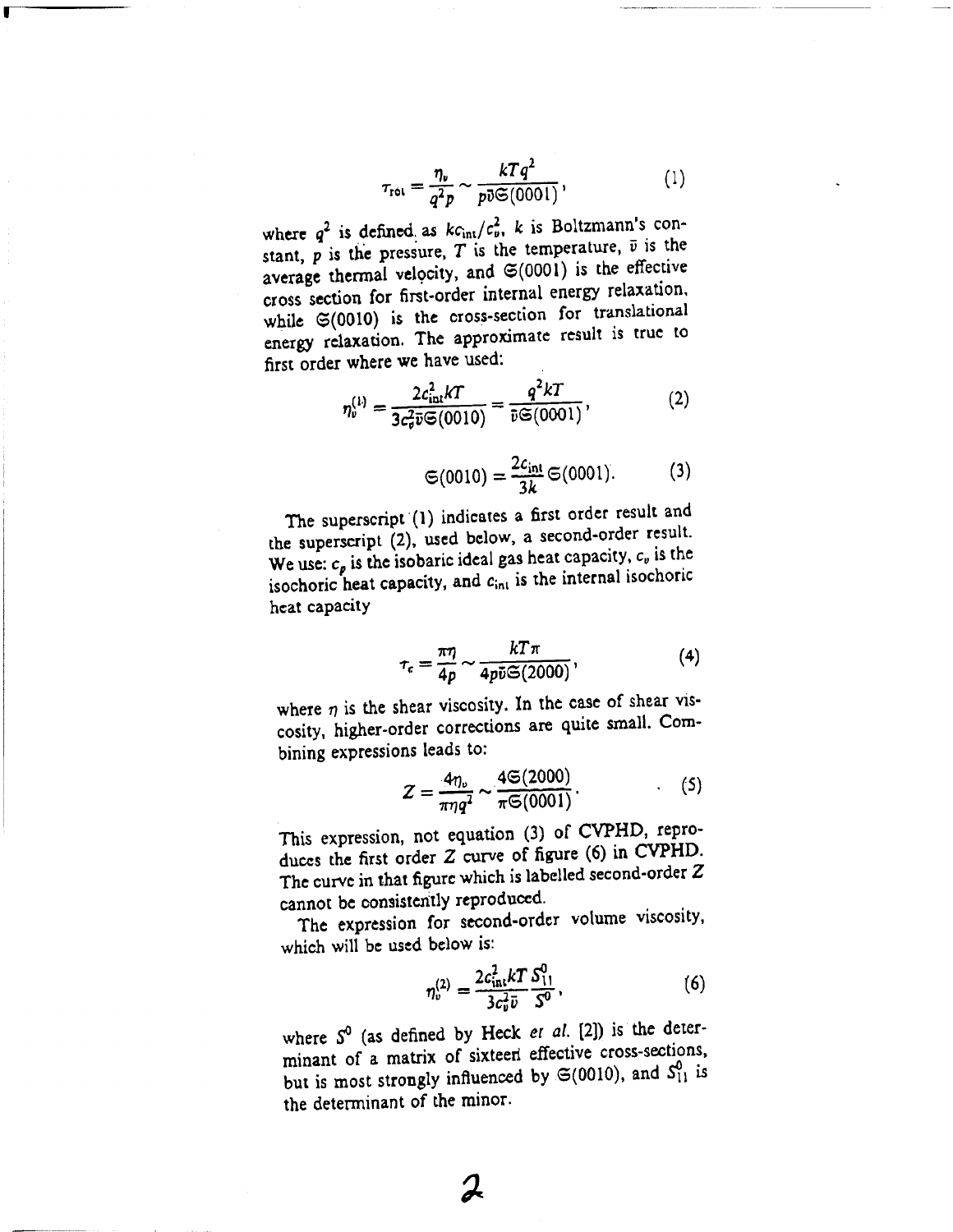$$\tau_{\text{rot}} = \frac{\eta_v}{q^2 p} \sim \frac{kTq^2}{p\bar{v}\mathfrak{S}(0001)}, \tag{1}$$

where $q^2$ is defined as $kc_{\text{int}}/c_v^2$, $k$ is Boltzmann's constant, $p$ is the pressure, $T$ is the temperature, $\bar{v}$ is the average thermal velocity, and $\mathfrak{S}(0001)$ is the effective cross section for first-order internal energy relaxation, while $\mathfrak{S}(0010)$ is the cross-section for translational energy relaxation. The approximate result is true to first order where we have used:

$$\eta_v^{(1)} = \frac{2c_{\text{int}}^2 kT}{3c_v^2 \bar{v}\mathfrak{S}(0010)} = \frac{q^2 kT}{\bar{v}\mathfrak{S}(0001)}, \tag{2}$$

$$\mathfrak{S}(0010) = \frac{2c_{\text{int}}}{3k}\mathfrak{S}(0001). \tag{3}$$

The superscript (1) indicates a first order result and the superscript (2), used below, a second-order result. We use: $c_p$ is the isobaric ideal gas heat capacity, $c_v$ is the isochoric heat capacity, and $c_{\text{int}}$ is the internal isochoric heat capacity

$$\tau_c = \frac{\pi\eta}{4p} \sim \frac{kT\pi}{4p\bar{v}\mathfrak{S}(2000)}, \tag{4}$$

where $\eta$ is the shear viscosity. In the case of shear viscosity, higher-order corrections are quite small. Combining expressions leads to:

$$Z = \frac{4\eta_v}{\pi\eta q^2} \sim \frac{4\mathfrak{S}(2000)}{\pi\mathfrak{S}(0001)}. \tag{5}$$

This expression, not equation (3) of CVPHD, reproduces the first order $Z$ curve of figure (6) in CVPHD. The curve in that figure which is labelled second-order $Z$ cannot be consistently reproduced.

The expression for second-order volume viscosity, which will be used below is:

$$\eta_v^{(2)} = \frac{2c_{\text{int}}^2 kT}{3c_v^2 \bar{v}} \frac{S_{11}^0}{S^0}, \tag{6}$$

where $S^0$ (as defined by Heck *et al.* [2]) is the determinant of a matrix of sixteen effective cross-sections, but is most strongly influenced by $\mathfrak{S}(0010)$, and $S_{11}^0$ is the determinant of the minor.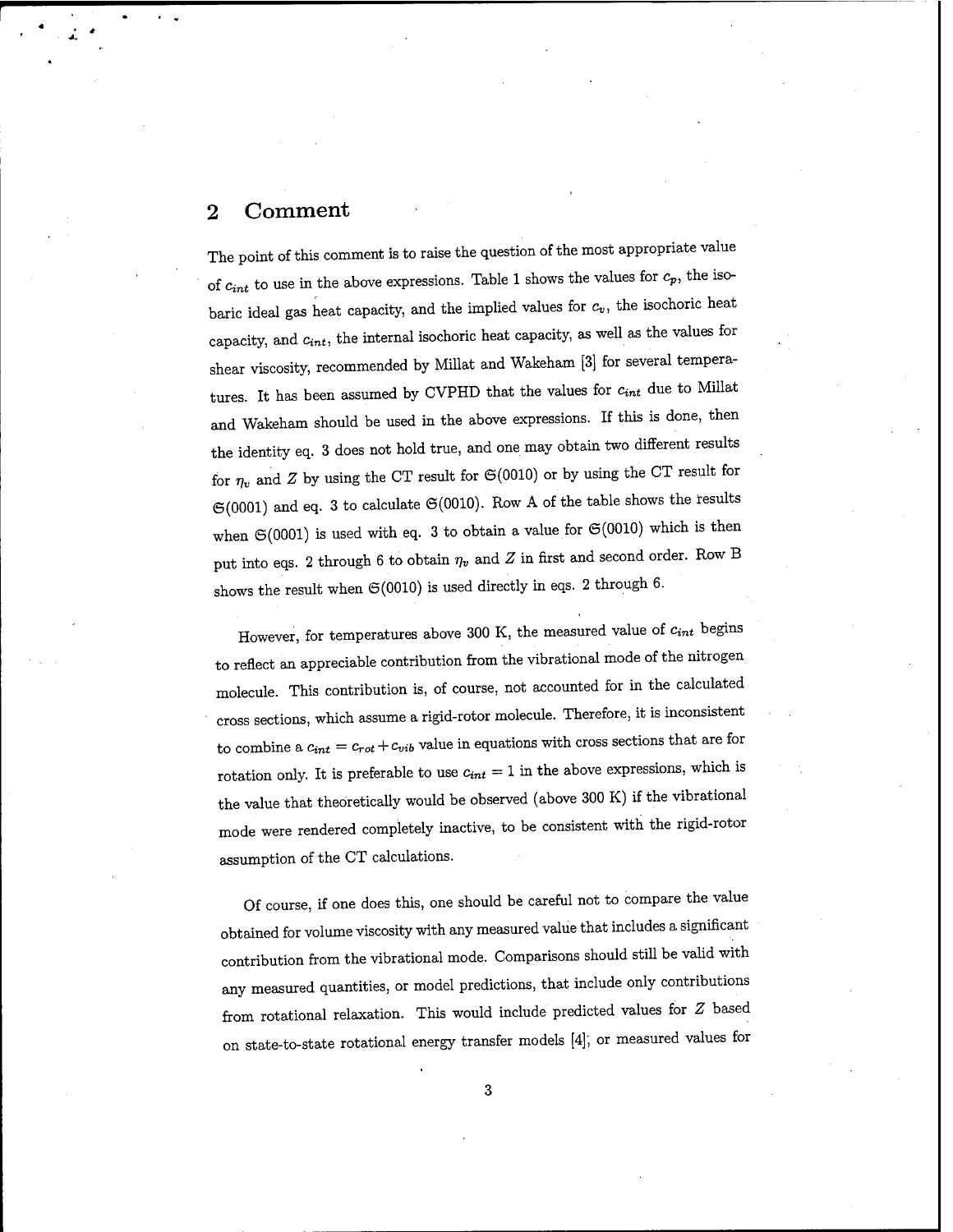## 2 Comment

The point of this comment is to raise the question of the most appropriate value of $c_{int}$ to use in the above expressions. Table 1 shows the values for $c_p$, the isobaric ideal gas heat capacity, and the implied values for $c_v$, the isochoric heat capacity, and $c_{int}$, the internal isochoric heat capacity, as well as the values for shear viscosity, recommended by Millat and Wakeham [3] for several temperatures. It has been assumed by CVPHD that the values for $c_{int}$ due to Millat and Wakeham should be used in the above expressions. If this is done, then the identity eq. 3 does not hold true, and one may obtain two different results for $\eta_v$ and $Z$ by using the CT result for $\mathfrak{S}(0010)$ or by using the CT result for $\mathfrak{S}(0001)$ and eq. 3 to calculate $\mathfrak{S}(0010)$. Row A of the table shows the results when $\mathfrak{S}(0001)$ is used with eq. 3 to obtain a value for $\mathfrak{S}(0010)$ which is then put into eqs. 2 through 6 to obtain $\eta_v$ and $Z$ in first and second order. Row B shows the result when $\mathfrak{S}(0010)$ is used directly in eqs. 2 through 6.

However, for temperatures above 300 K, the measured value of $c_{int}$ begins to reflect an appreciable contribution from the vibrational mode of the nitrogen molecule. This contribution is, of course, not accounted for in the calculated cross sections, which assume a rigid-rotor molecule. Therefore, it is inconsistent to combine a $c_{int} = c_{rot} + c_{vib}$ value in equations with cross sections that are for rotation only. It is preferable to use $c_{int} = 1$ in the above expressions, which is the value that theoretically would be observed (above 300 K) if the vibrational mode were rendered completely inactive, to be consistent with the rigid-rotor assumption of the CT calculations.

Of course, if one does this, one should be careful not to compare the value obtained for volume viscosity with any measured value that includes a significant contribution from the vibrational mode. Comparisons should still be valid with any measured quantities, or model predictions, that include only contributions from rotational relaxation. This would include predicted values for $Z$ based on state-to-state rotational energy transfer models [4], or measured values for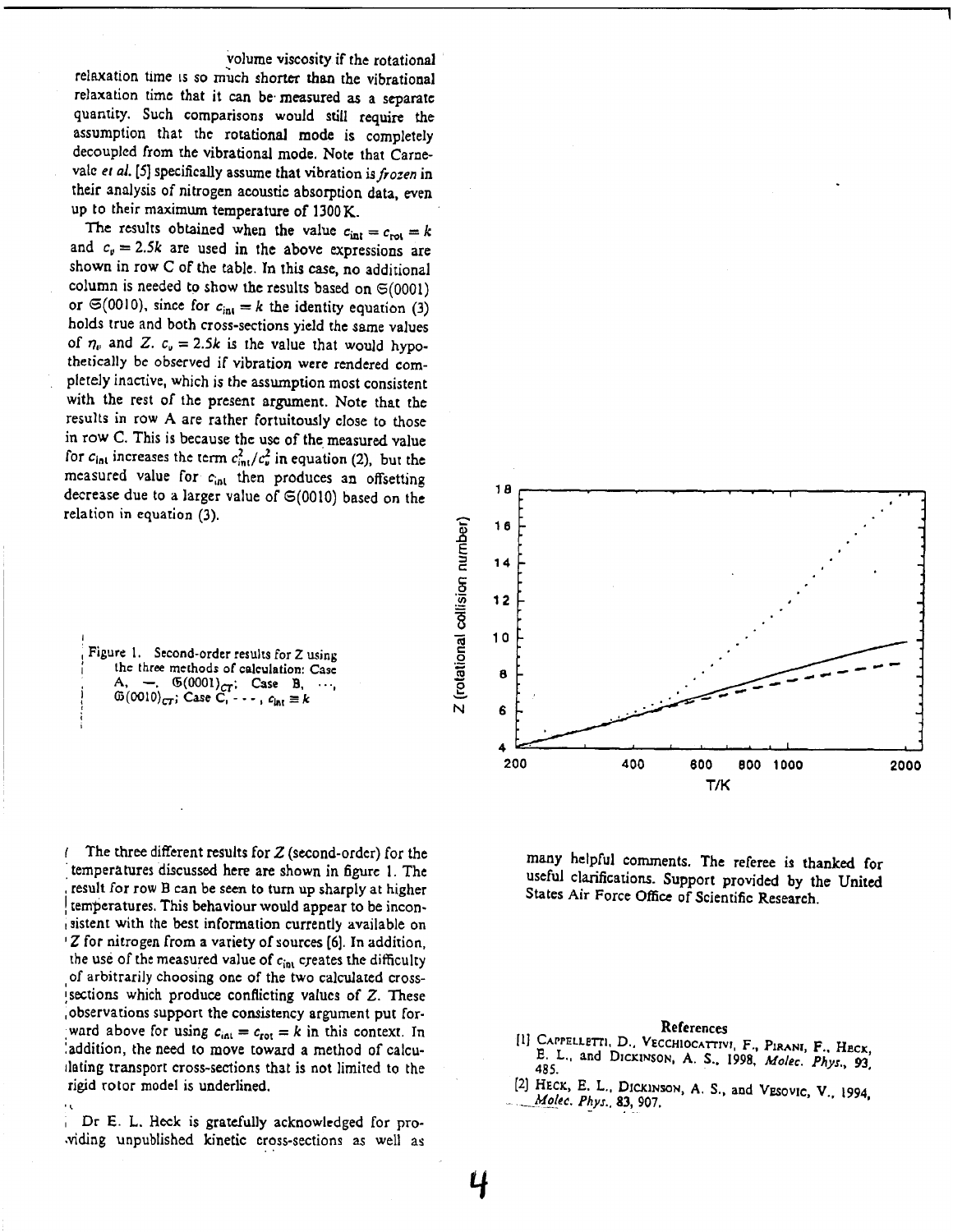volume viscosity if the rotational relaxation time is so much shorter than the vibrational relaxation time that it can be measured as a separate quantity. Such comparisons would still require the assumption that the rotational mode is completely decoupled from the vibrational mode. Note that Carnevale *et al.* [5] specifically assume that vibration is *frozen* in their analysis of nitrogen acoustic absorption data, even up to their maximum temperature of 1300 K.

The results obtained when the value $c_{int} = c_{rot} = k$ and $c_v = 2.5k$ are used in the above expressions are shown in row C of the table. In this case, no additional column is needed to show the results based on $\mathfrak{S}(0001)$ or $\mathfrak{S}(0010)$, since for $c_{int} = k$ the identity equation (3) holds true and both cross-sections yield the same values of $\eta_v$ and $Z$. $c_v = 2.5k$ is the value that would hypothetically be observed if vibration were rendered completely inactive, which is the assumption most consistent with the rest of the present argument. Note that the results in row A are rather fortuitously close to those in row C. This is because the use of the measured value for $c_{int}$ increases the term $c_{int}^2/c_v^2$ in equation (2), but the measured value for $c_{int}$ then produces an offsetting decrease due to a larger value of $\mathfrak{S}(0010)$ based on the relation in equation (3).

Figure 1. Second-order results for Z using the three methods of calculation: Case A, —, $\mathfrak{S}(0001)_{CT}$; Case B, ···, $\mathfrak{S}(0010)_{CT}$; Case C, - - -, $c_{int} \equiv k$

The three different results for $Z$ (second-order) for the temperatures discussed here are shown in figure 1. The result for row B can be seen to turn up sharply at higher temperatures. This behaviour would appear to be inconsistent with the best information currently available on $Z$ for nitrogen from a variety of sources [6]. In addition, the use of the measured value of $c_{int}$ creates the difficulty of arbitrarily choosing one of the two calculated cross-sections which produce conflicting values of $Z$. These observations support the consistency argument put forward above for using $c_{int} = c_{rot} = k$ in this context. In addition, the need to move toward a method of calculating transport cross-sections that is not limited to the rigid rotor model is underlined.

Dr E. L. Heck is gratefully acknowledged for providing unpublished kinetic cross-sections as well as many helpful comments. The referee is thanked for useful clarifications. Support provided by the United States Air Force Office of Scientific Research.

## References

[1] Cappelletti, D., Vecchiocattivi, F., Pirani, F., Heck, E. L., and Dickinson, A. S., 1998, *Molec. Phys.*, **93**, 485.

[2] Heck, E. L., Dickinson, A. S., and Vesovic, V., 1994, *Molec. Phys.*, **83**, 907.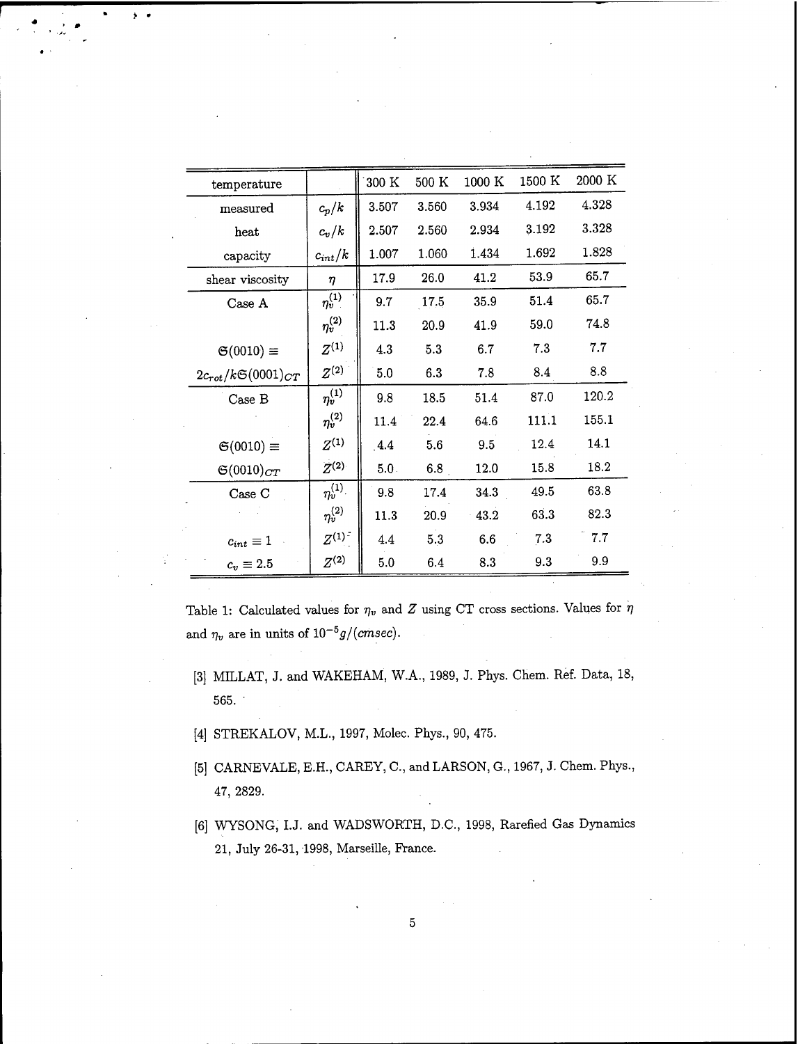| temperature | | 300 K | 500 K | 1000 K | 1500 K | 2000 K |
|---|---|---|---|---|---|---|
| measured | $c_p/k$ | 3.507 | 3.560 | 3.934 | 4.192 | 4.328 |
| heat | $c_v/k$ | 2.507 | 2.560 | 2.934 | 3.192 | 3.328 |
| capacity | $c_{int}/k$ | 1.007 | 1.060 | 1.434 | 1.692 | 1.828 |
| shear viscosity | $\eta$ | 17.9 | 26.0 | 41.2 | 53.9 | 65.7 |
| Case A | $\eta_v^{(1)}$ | 9.7 | 17.5 | 35.9 | 51.4 | 65.7 |
| | $\eta_v^{(2)}$ | 11.3 | 20.9 | 41.9 | 59.0 | 74.8 |
| $\mathfrak{S}(0010) \equiv$ | $Z^{(1)}$ | 4.3 | 5.3 | 6.7 | 7.3 | 7.7 |
| $2c_{rot}/k\mathfrak{S}(0001)_{CT}$ | $Z^{(2)}$ | 5.0 | 6.3 | 7.8 | 8.4 | 8.8 |
| Case B | $\eta_v^{(1)}$ | 9.8 | 18.5 | 51.4 | 87.0 | 120.2 |
| | $\eta_v^{(2)}$ | 11.4 | 22.4 | 64.6 | 111.1 | 155.1 |
| $\mathfrak{S}(0010) \equiv$ | $Z^{(1)}$ | 4.4 | 5.6 | 9.5 | 12.4 | 14.1 |
| $\mathfrak{S}(0010)_{CT}$ | $Z^{(2)}$ | 5.0 | 6.8 | 12.0 | 15.8 | 18.2 |
| Case C | $\eta_v^{(1)}$ | 9.8 | 17.4 | 34.3 | 49.5 | 63.8 |
| | $\eta_v^{(2)}$ | 11.3 | 20.9 | 43.2 | 63.3 | 82.3 |
| $c_{int} \equiv 1$ | $Z^{(1)}$ | 4.4 | 5.3 | 6.6 | 7.3 | 7.7 |
| $c_v \equiv 2.5$ | $Z^{(2)}$ | 5.0 | 6.4 | 8.3 | 9.3 | 9.9 |

Table 1: Calculated values for $\eta_v$ and $Z$ using CT cross sections. Values for $\eta$ and $\eta_v$ are in units of $10^{-5} g/(cm sec)$.

[3] MILLAT, J. and WAKEHAM, W.A., 1989, J. Phys. Chem. Ref. Data, 18, 565.

[4] STREKALOV, M.L., 1997, Molec. Phys., 90, 475.

[5] CARNEVALE, E.H., CAREY, C., and LARSON, G., 1967, J. Chem. Phys., 47, 2829.

[6] WYSONG, I.J. and WADSWORTH, D.C., 1998, Rarefied Gas Dynamics 21, July 26-31, 1998, Marseille, France.